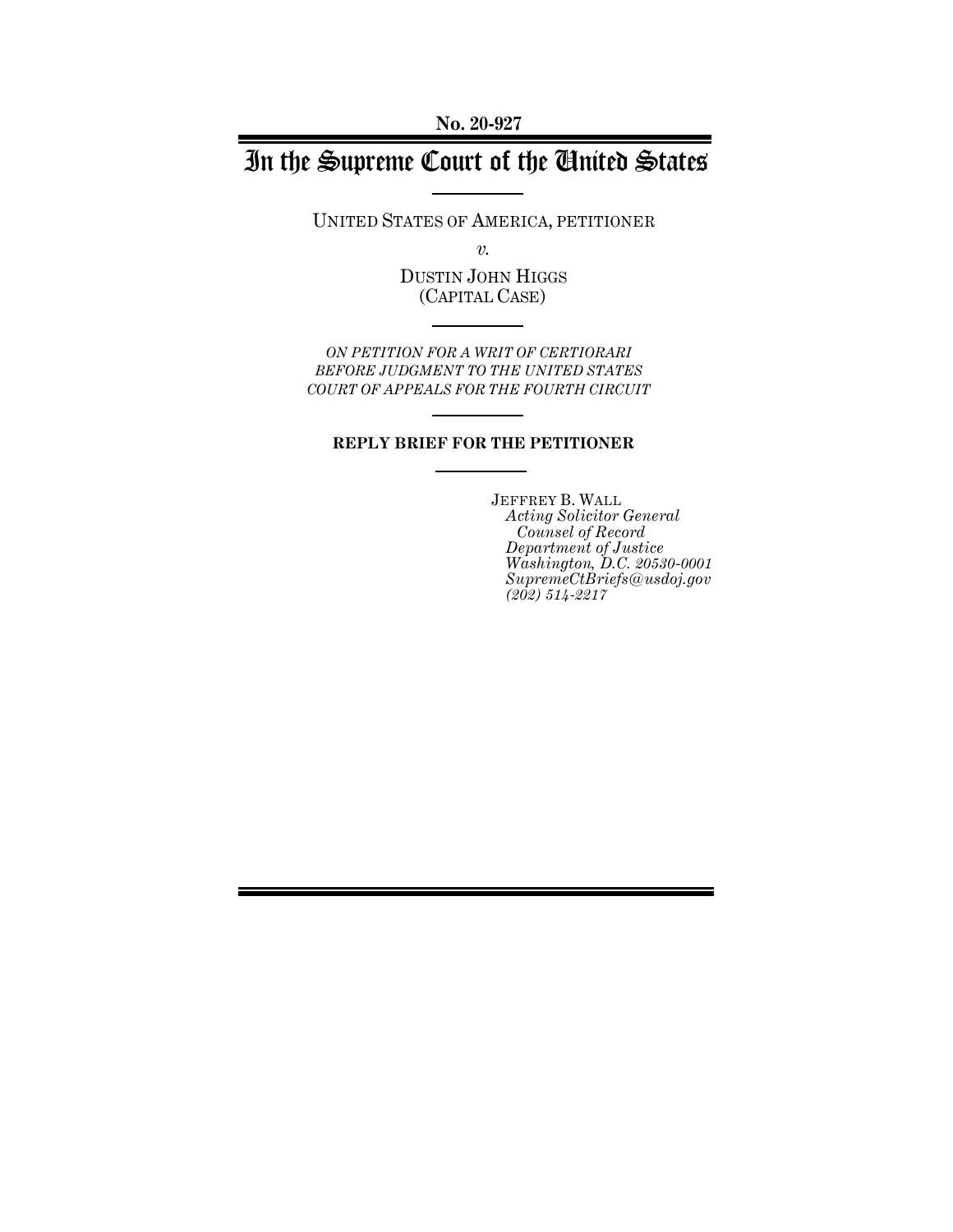No. 20-927

# In the Supreme Court of the United States

UNITED STATES OF AMERICA, PETITIONER

*v.*

DUSTIN JOHN HIGGS
(CAPITAL CASE)

*ON PETITION FOR A WRIT OF CERTIORARI BEFORE JUDGMENT TO THE UNITED STATES COURT OF APPEALS FOR THE FOURTH CIRCUIT*

**REPLY BRIEF FOR THE PETITIONER**

JEFFREY B. WALL
*Acting Solicitor General*
*Counsel of Record*
*Department of Justice*
*Washington, D.C. 20530-0001*
*SupremeCtBriefs@usdoj.gov*
*(202) 514-2217*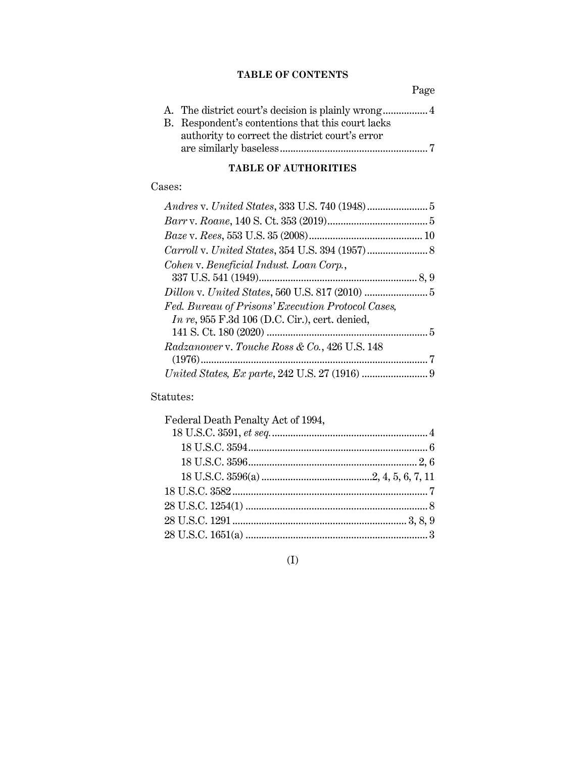## TABLE OF CONTENTS

Page

A. The district court's decision is plainly wrong ................. 4

B. Respondent's contentions that this court lacks authority to correct the district court's error are similarly baseless ....................................................... 7

## TABLE OF AUTHORITIES

Cases:

*Andres* v. *United States*, 333 U.S. 740 (1948) ....................... 5

*Barr* v. *Roane*, 140 S. Ct. 353 (2019) ...................................... 5

*Baze* v. *Rees*, 553 U.S. 35 (2008) ........................................... 10

*Carroll* v. *United States*, 354 U.S. 394 (1957) ....................... 8

*Cohen* v. *Beneficial Indust. Loan Corp.*, 337 U.S. 541 (1949) ........................................................... 8, 9

*Dillon* v. *United States*, 560 U.S. 817 (2010) ........................ 5

*Fed. Bureau of Prisons' Execution Protocol Cases, In re*, 955 F.3d 106 (D.C. Cir.), cert. denied, 141 S. Ct. 180 (2020) ............................................................ 5

*Radzanower* v. *Touche Ross & Co.*, 426 U.S. 148 (1976) ..................................................................................... 7

*United States, Ex parte*, 242 U.S. 27 (1916) ......................... 9

Statutes:

Federal Death Penalty Act of 1994, 18 U.S.C. 3591, *et seq.* .......................................................... 4

- 18 U.S.C. 3594 .................................................................... 6
- 18 U.S.C. 3596 ................................................................ 2, 6
- 18 U.S.C. 3596(a) ..........................................2, 4, 5, 6, 7, 11

18 U.S.C. 3582 ......................................................................... 7

28 U.S.C. 1254(1) .................................................................... 8

28 U.S.C. 1291 ................................................................. 3, 8, 9

28 U.S.C. 1651(a) .................................................................... 3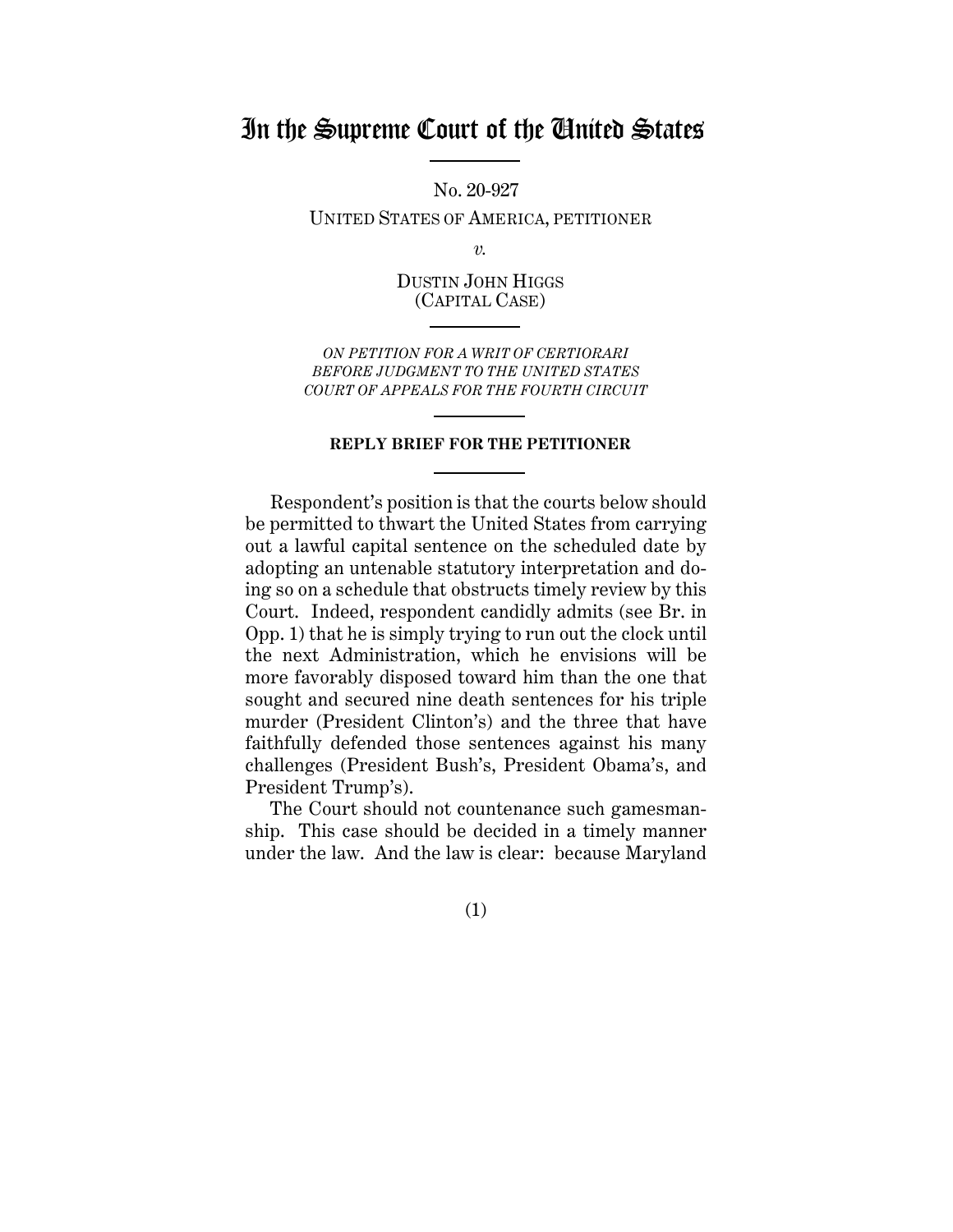# In the Supreme Court of the United States

No. 20-927

UNITED STATES OF AMERICA, PETITIONER

*v.*

DUSTIN JOHN HIGGS
(CAPITAL CASE)

*ON PETITION FOR A WRIT OF CERTIORARI BEFORE JUDGMENT TO THE UNITED STATES COURT OF APPEALS FOR THE FOURTH CIRCUIT*

**REPLY BRIEF FOR THE PETITIONER**

Respondent's position is that the courts below should be permitted to thwart the United States from carrying out a lawful capital sentence on the scheduled date by adopting an untenable statutory interpretation and doing so on a schedule that obstructs timely review by this Court. Indeed, respondent candidly admits (see Br. in Opp. 1) that he is simply trying to run out the clock until the next Administration, which he envisions will be more favorably disposed toward him than the one that sought and secured nine death sentences for his triple murder (President Clinton's) and the three that have faithfully defended those sentences against his many challenges (President Bush's, President Obama's, and President Trump's).

The Court should not countenance such gamesmanship. This case should be decided in a timely manner under the law. And the law is clear: because Maryland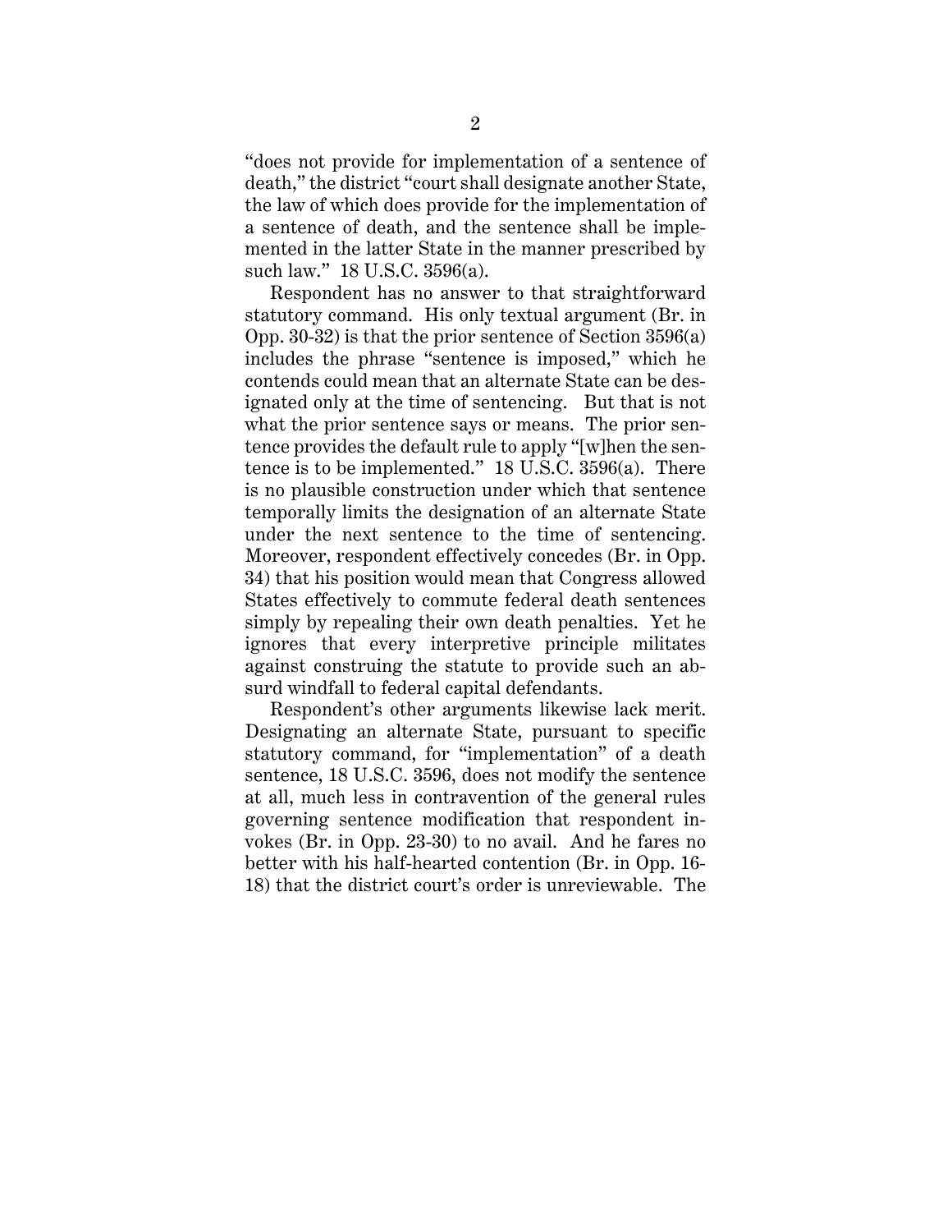"does not provide for implementation of a sentence of death," the district "court shall designate another State, the law of which does provide for the implementation of a sentence of death, and the sentence shall be implemented in the latter State in the manner prescribed by such law." 18 U.S.C. 3596(a).

Respondent has no answer to that straightforward statutory command. His only textual argument (Br. in Opp. 30-32) is that the prior sentence of Section 3596(a) includes the phrase "sentence is imposed," which he contends could mean that an alternate State can be designated only at the time of sentencing. But that is not what the prior sentence says or means. The prior sentence provides the default rule to apply "[w]hen the sentence is to be implemented." 18 U.S.C. 3596(a). There is no plausible construction under which that sentence temporally limits the designation of an alternate State under the next sentence to the time of sentencing. Moreover, respondent effectively concedes (Br. in Opp. 34) that his position would mean that Congress allowed States effectively to commute federal death sentences simply by repealing their own death penalties. Yet he ignores that every interpretive principle militates against construing the statute to provide such an absurd windfall to federal capital defendants.

Respondent's other arguments likewise lack merit. Designating an alternate State, pursuant to specific statutory command, for "implementation" of a death sentence, 18 U.S.C. 3596, does not modify the sentence at all, much less in contravention of the general rules governing sentence modification that respondent invokes (Br. in Opp. 23-30) to no avail. And he fares no better with his half-hearted contention (Br. in Opp. 16-18) that the district court's order is unreviewable. The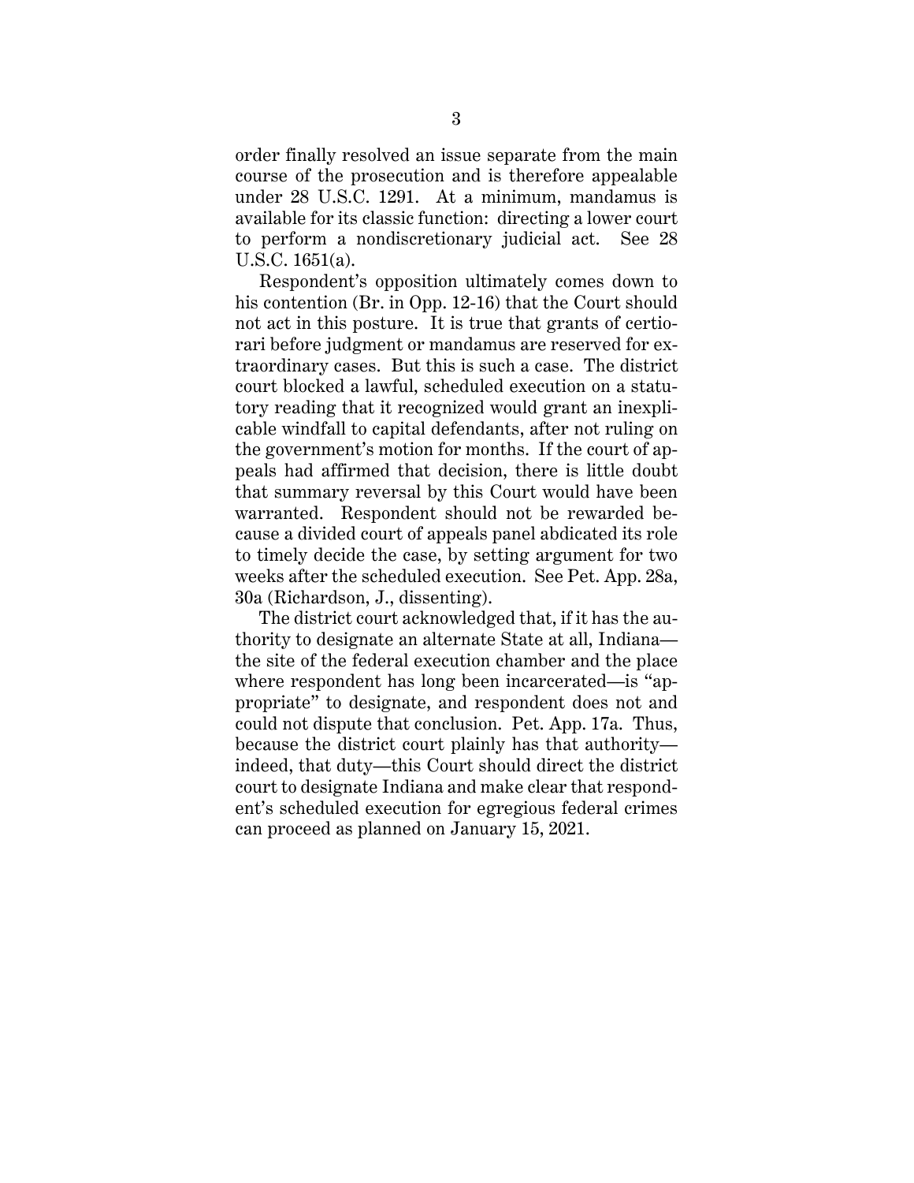order finally resolved an issue separate from the main course of the prosecution and is therefore appealable under 28 U.S.C. 1291. At a minimum, mandamus is available for its classic function: directing a lower court to perform a nondiscretionary judicial act. See 28 U.S.C. 1651(a).

Respondent's opposition ultimately comes down to his contention (Br. in Opp. 12-16) that the Court should not act in this posture. It is true that grants of certiorari before judgment or mandamus are reserved for extraordinary cases. But this is such a case. The district court blocked a lawful, scheduled execution on a statutory reading that it recognized would grant an inexplicable windfall to capital defendants, after not ruling on the government's motion for months. If the court of appeals had affirmed that decision, there is little doubt that summary reversal by this Court would have been warranted. Respondent should not be rewarded because a divided court of appeals panel abdicated its role to timely decide the case, by setting argument for two weeks after the scheduled execution. See Pet. App. 28a, 30a (Richardson, J., dissenting).

The district court acknowledged that, if it has the authority to designate an alternate State at all, Indiana—the site of the federal execution chamber and the place where respondent has long been incarcerated—is "appropriate" to designate, and respondent does not and could not dispute that conclusion. Pet. App. 17a. Thus, because the district court plainly has that authority—indeed, that duty—this Court should direct the district court to designate Indiana and make clear that respondent's scheduled execution for egregious federal crimes can proceed as planned on January 15, 2021.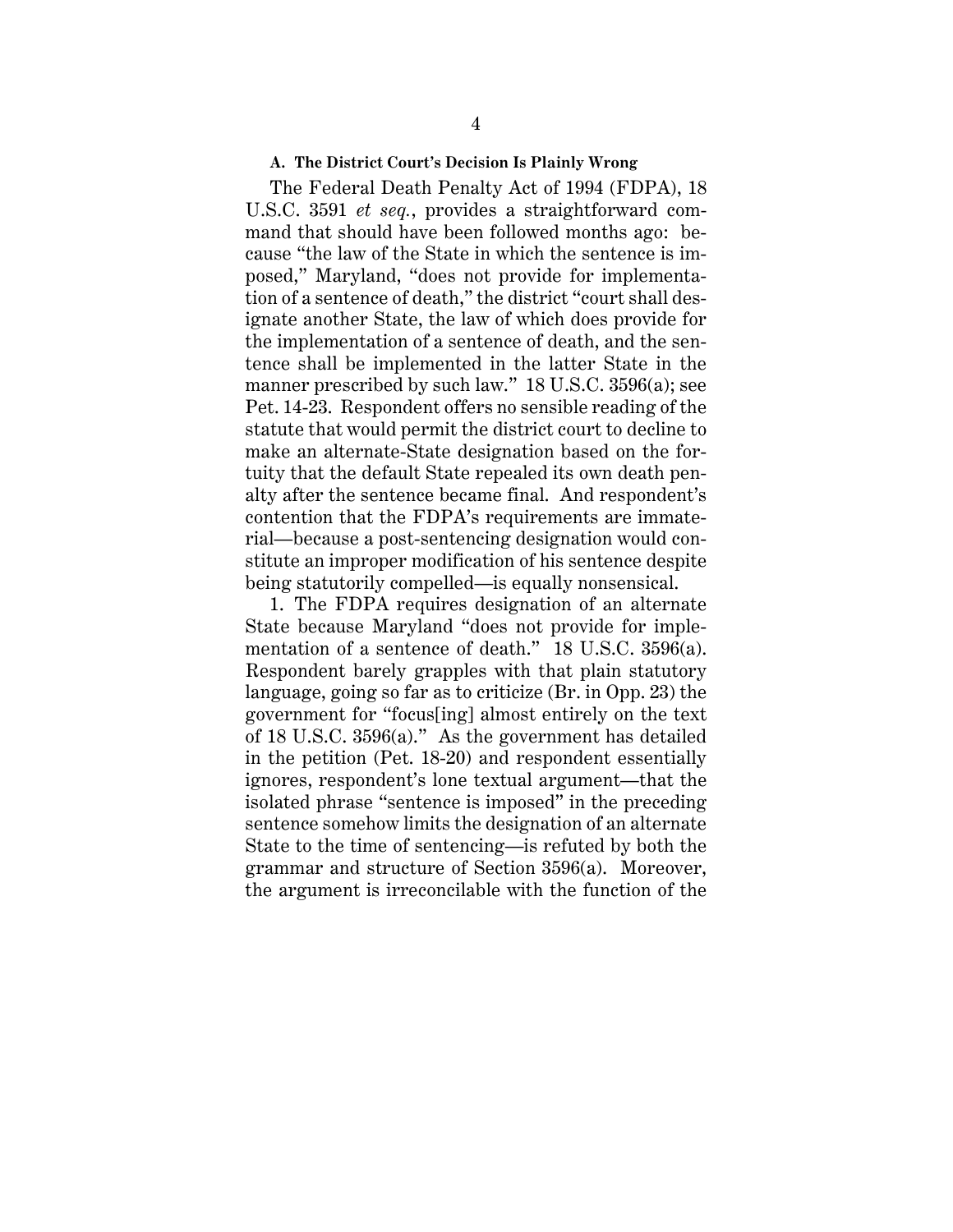### A. The District Court's Decision Is Plainly Wrong

The Federal Death Penalty Act of 1994 (FDPA), 18 U.S.C. 3591 *et seq.*, provides a straightforward command that should have been followed months ago: because "the law of the State in which the sentence is imposed," Maryland, "does not provide for implementation of a sentence of death," the district "court shall designate another State, the law of which does provide for the implementation of a sentence of death, and the sentence shall be implemented in the latter State in the manner prescribed by such law." 18 U.S.C. 3596(a); see Pet. 14-23. Respondent offers no sensible reading of the statute that would permit the district court to decline to make an alternate-State designation based on the fortuity that the default State repealed its own death penalty after the sentence became final. And respondent's contention that the FDPA's requirements are immaterial—because a post-sentencing designation would constitute an improper modification of his sentence despite being statutorily compelled—is equally nonsensical.

1. The FDPA requires designation of an alternate State because Maryland "does not provide for implementation of a sentence of death." 18 U.S.C. 3596(a). Respondent barely grapples with that plain statutory language, going so far as to criticize (Br. in Opp. 23) the government for "focus[ing] almost entirely on the text of 18 U.S.C. 3596(a)." As the government has detailed in the petition (Pet. 18-20) and respondent essentially ignores, respondent's lone textual argument—that the isolated phrase "sentence is imposed" in the preceding sentence somehow limits the designation of an alternate State to the time of sentencing—is refuted by both the grammar and structure of Section 3596(a). Moreover, the argument is irreconcilable with the function of the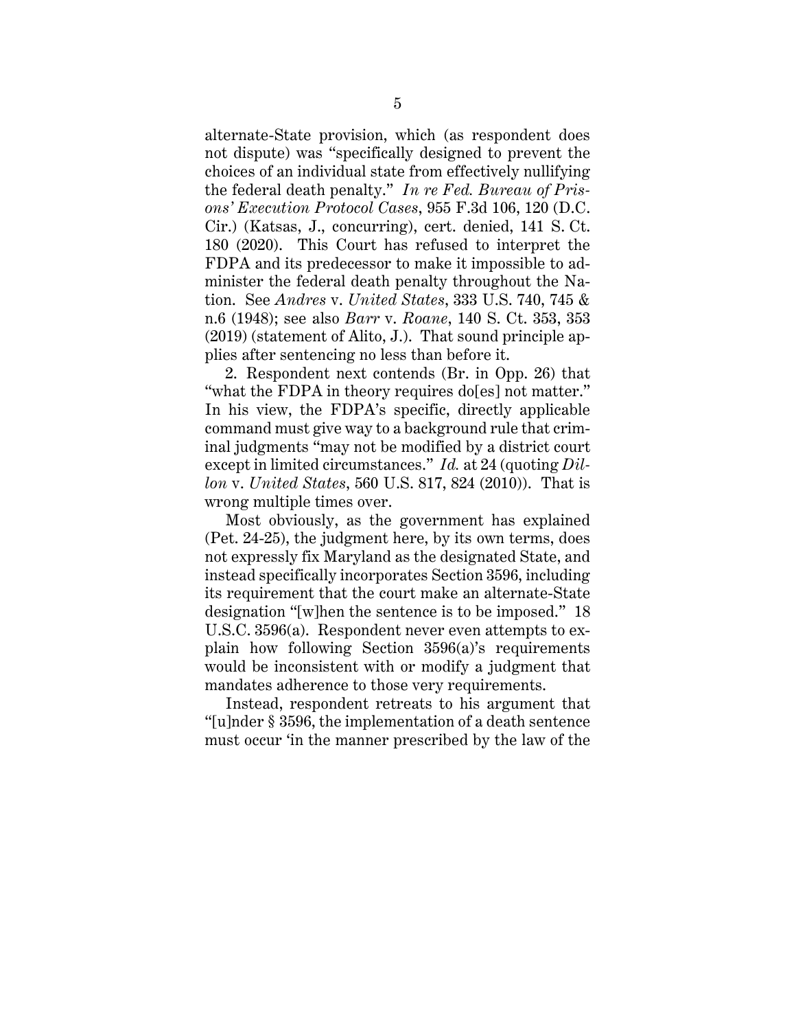alternate-State provision, which (as respondent does not dispute) was "specifically designed to prevent the choices of an individual state from effectively nullifying the federal death penalty." *In re Fed. Bureau of Prisons' Execution Protocol Cases*, 955 F.3d 106, 120 (D.C. Cir.) (Katsas, J., concurring), cert. denied, 141 S. Ct. 180 (2020). This Court has refused to interpret the FDPA and its predecessor to make it impossible to administer the federal death penalty throughout the Nation. See *Andres* v. *United States*, 333 U.S. 740, 745 & n.6 (1948); see also *Barr* v. *Roane*, 140 S. Ct. 353, 353 (2019) (statement of Alito, J.). That sound principle applies after sentencing no less than before it.

2. Respondent next contends (Br. in Opp. 26) that "what the FDPA in theory requires do[es] not matter." In his view, the FDPA's specific, directly applicable command must give way to a background rule that criminal judgments "may not be modified by a district court except in limited circumstances." *Id.* at 24 (quoting *Dillon* v. *United States*, 560 U.S. 817, 824 (2010)). That is wrong multiple times over.

Most obviously, as the government has explained (Pet. 24-25), the judgment here, by its own terms, does not expressly fix Maryland as the designated State, and instead specifically incorporates Section 3596, including its requirement that the court make an alternate-State designation "[w]hen the sentence is to be imposed." 18 U.S.C. 3596(a). Respondent never even attempts to explain how following Section 3596(a)'s requirements would be inconsistent with or modify a judgment that mandates adherence to those very requirements.

Instead, respondent retreats to his argument that "[u]nder § 3596, the implementation of a death sentence must occur 'in the manner prescribed by the law of the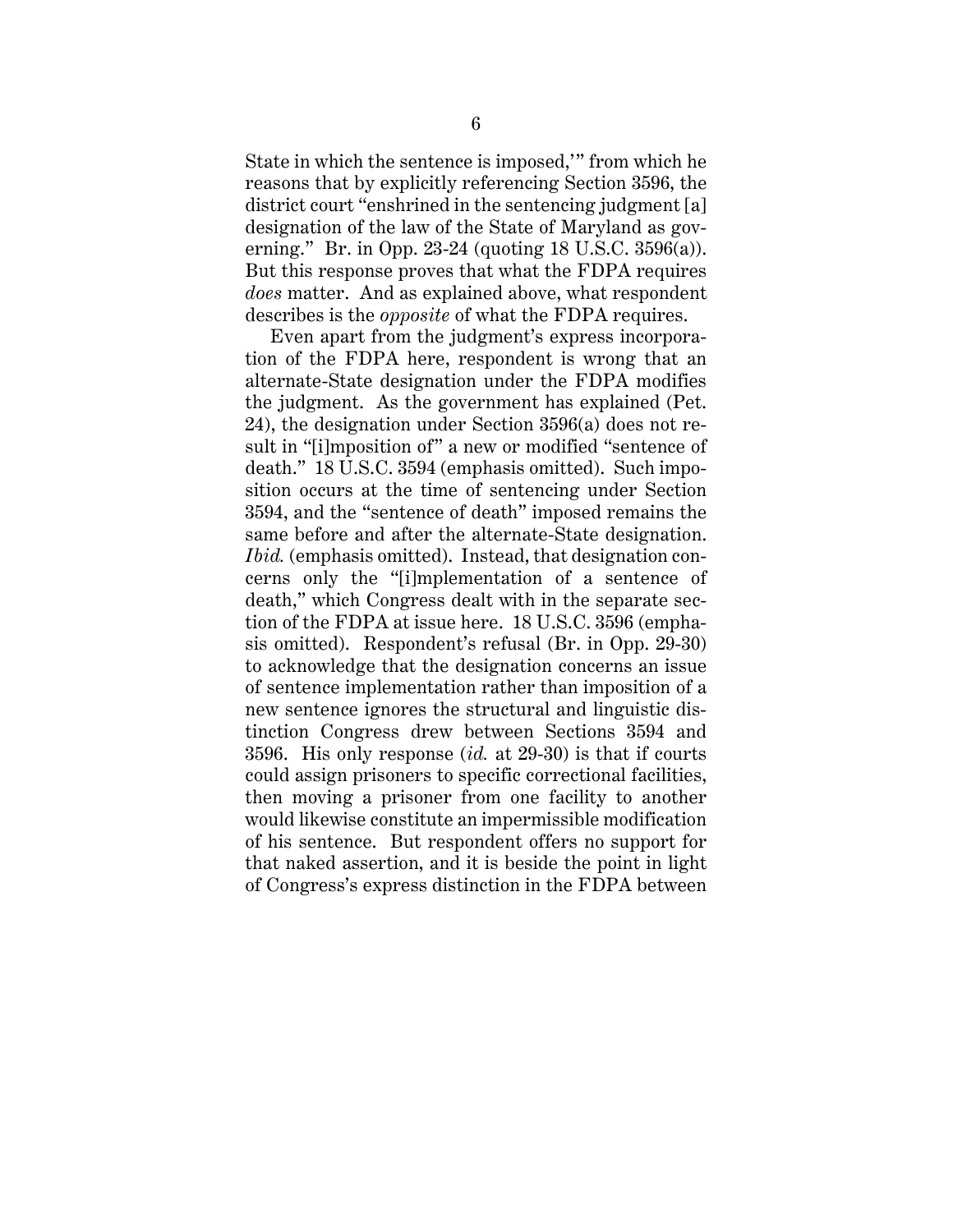State in which the sentence is imposed,'" from which he reasons that by explicitly referencing Section 3596, the district court "enshrined in the sentencing judgment [a] designation of the law of the State of Maryland as governing." Br. in Opp. 23-24 (quoting 18 U.S.C. 3596(a)). But this response proves that what the FDPA requires *does* matter. And as explained above, what respondent describes is the *opposite* of what the FDPA requires.

Even apart from the judgment's express incorporation of the FDPA here, respondent is wrong that an alternate-State designation under the FDPA modifies the judgment. As the government has explained (Pet. 24), the designation under Section 3596(a) does not result in "[i]mposition of" a new or modified "sentence of death." 18 U.S.C. 3594 (emphasis omitted). Such imposition occurs at the time of sentencing under Section 3594, and the "sentence of death" imposed remains the same before and after the alternate-State designation. *Ibid.* (emphasis omitted). Instead, that designation concerns only the "[i]mplementation of a sentence of death," which Congress dealt with in the separate section of the FDPA at issue here. 18 U.S.C. 3596 (emphasis omitted). Respondent's refusal (Br. in Opp. 29-30) to acknowledge that the designation concerns an issue of sentence implementation rather than imposition of a new sentence ignores the structural and linguistic distinction Congress drew between Sections 3594 and 3596. His only response (*id.* at 29-30) is that if courts could assign prisoners to specific correctional facilities, then moving a prisoner from one facility to another would likewise constitute an impermissible modification of his sentence. But respondent offers no support for that naked assertion, and it is beside the point in light of Congress's express distinction in the FDPA between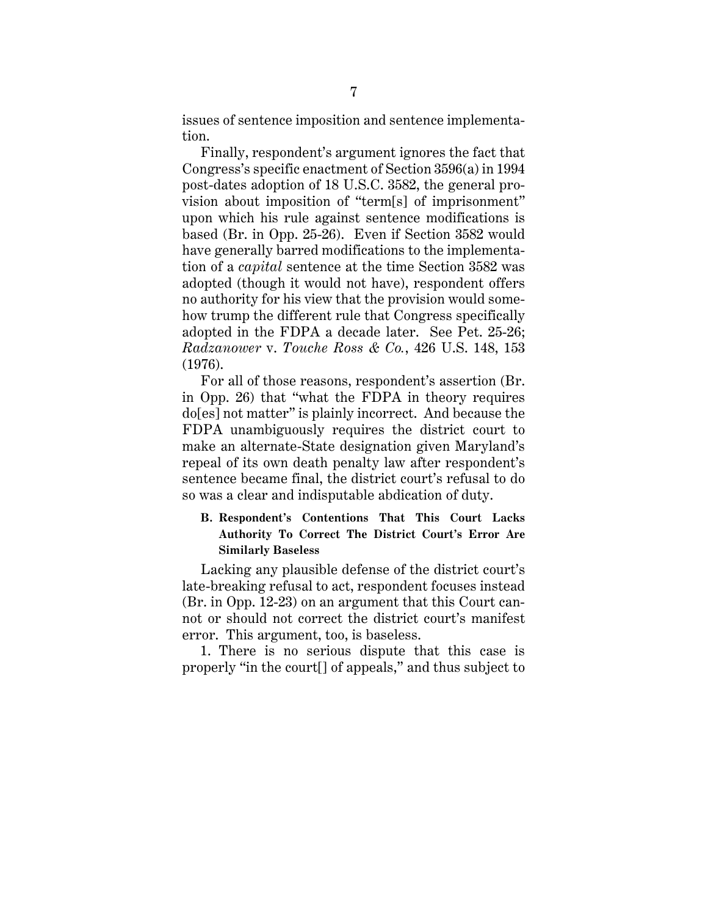issues of sentence imposition and sentence implementation.

Finally, respondent's argument ignores the fact that Congress's specific enactment of Section 3596(a) in 1994 post-dates adoption of 18 U.S.C. 3582, the general provision about imposition of "term[s] of imprisonment" upon which his rule against sentence modifications is based (Br. in Opp. 25-26). Even if Section 3582 would have generally barred modifications to the implementation of a *capital* sentence at the time Section 3582 was adopted (though it would not have), respondent offers no authority for his view that the provision would somehow trump the different rule that Congress specifically adopted in the FDPA a decade later. See Pet. 25-26; *Radzanower* v. *Touche Ross & Co.*, 426 U.S. 148, 153 (1976).

For all of those reasons, respondent's assertion (Br. in Opp. 26) that "what the FDPA in theory requires do[es] not matter" is plainly incorrect. And because the FDPA unambiguously requires the district court to make an alternate-State designation given Maryland's repeal of its own death penalty law after respondent's sentence became final, the district court's refusal to do so was a clear and indisputable abdication of duty.

### B. Respondent's Contentions That This Court Lacks Authority To Correct The District Court's Error Are Similarly Baseless

Lacking any plausible defense of the district court's late-breaking refusal to act, respondent focuses instead (Br. in Opp. 12-23) on an argument that this Court cannot or should not correct the district court's manifest error. This argument, too, is baseless.

1. There is no serious dispute that this case is properly "in the court[] of appeals," and thus subject to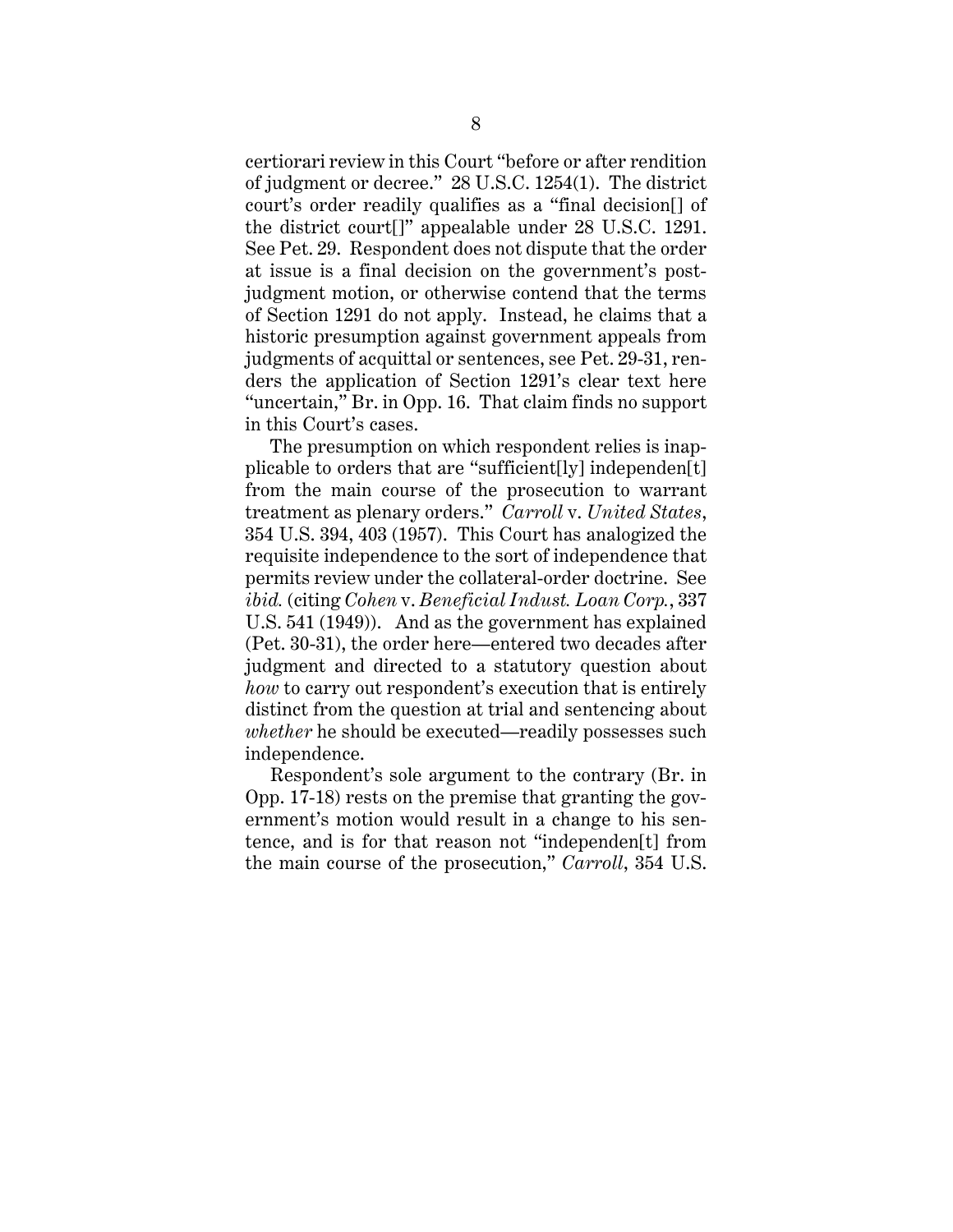certiorari review in this Court "before or after rendition of judgment or decree." 28 U.S.C. 1254(1). The district court's order readily qualifies as a "final decision[] of the district court[]" appealable under 28 U.S.C. 1291. See Pet. 29. Respondent does not dispute that the order at issue is a final decision on the government's post-judgment motion, or otherwise contend that the terms of Section 1291 do not apply. Instead, he claims that a historic presumption against government appeals from judgments of acquittal or sentences, see Pet. 29-31, renders the application of Section 1291's clear text here "uncertain," Br. in Opp. 16. That claim finds no support in this Court's cases.

The presumption on which respondent relies is inapplicable to orders that are "sufficient[ly] independen[t] from the main course of the prosecution to warrant treatment as plenary orders." *Carroll* v. *United States*, 354 U.S. 394, 403 (1957). This Court has analogized the requisite independence to the sort of independence that permits review under the collateral-order doctrine. See *ibid.* (citing *Cohen* v. *Beneficial Indust. Loan Corp.*, 337 U.S. 541 (1949)). And as the government has explained (Pet. 30-31), the order here—entered two decades after judgment and directed to a statutory question about *how* to carry out respondent's execution that is entirely distinct from the question at trial and sentencing about *whether* he should be executed—readily possesses such independence.

Respondent's sole argument to the contrary (Br. in Opp. 17-18) rests on the premise that granting the government's motion would result in a change to his sentence, and is for that reason not "independen[t] from the main course of the prosecution," *Carroll*, 354 U.S.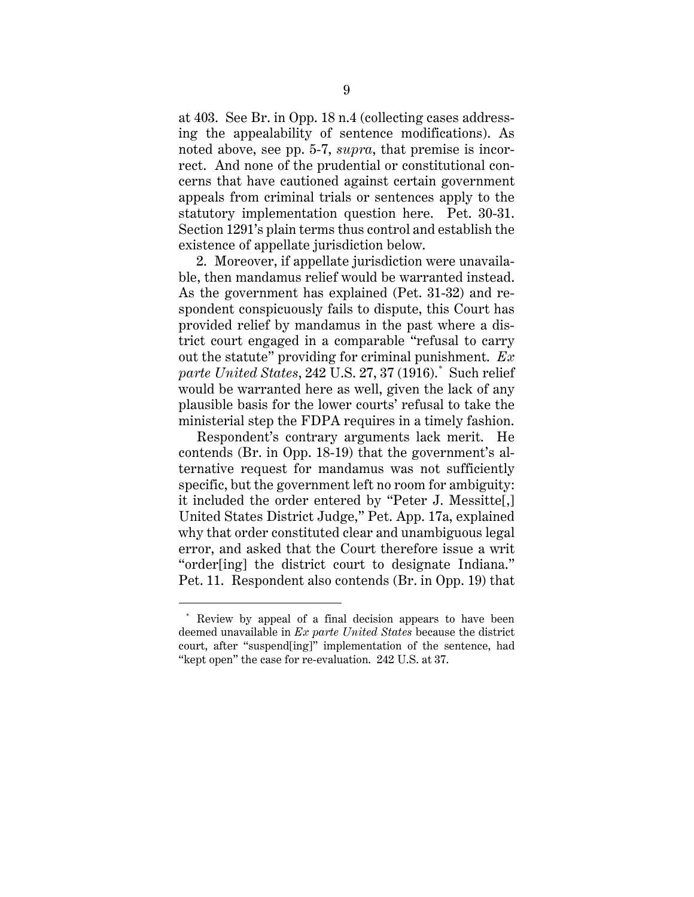at 403. See Br. in Opp. 18 n.4 (collecting cases addressing the appealability of sentence modifications). As noted above, see pp. 5-7, *supra*, that premise is incorrect. And none of the prudential or constitutional concerns that have cautioned against certain government appeals from criminal trials or sentences apply to the statutory implementation question here. Pet. 30-31. Section 1291's plain terms thus control and establish the existence of appellate jurisdiction below.

2. Moreover, if appellate jurisdiction were unavailable, then mandamus relief would be warranted instead. As the government has explained (Pet. 31-32) and respondent conspicuously fails to dispute, this Court has provided relief by mandamus in the past where a district court engaged in a comparable "refusal to carry out the statute" providing for criminal punishment. *Ex parte United States*, 242 U.S. 27, 37 (1916).* Such relief would be warranted here as well, given the lack of any plausible basis for the lower courts' refusal to take the ministerial step the FDPA requires in a timely fashion.

Respondent's contrary arguments lack merit. He contends (Br. in Opp. 18-19) that the government's alternative request for mandamus was not sufficiently specific, but the government left no room for ambiguity: it included the order entered by "Peter J. Messitte[,] United States District Judge," Pet. App. 17a, explained why that order constituted clear and unambiguous legal error, and asked that the Court therefore issue a writ "order[ing] the district court to designate Indiana." Pet. 11. Respondent also contends (Br. in Opp. 19) that

---

* Review by appeal of a final decision appears to have been deemed unavailable in *Ex parte United States* because the district court, after "suspend[ing]" implementation of the sentence, had "kept open" the case for re-evaluation. 242 U.S. at 37.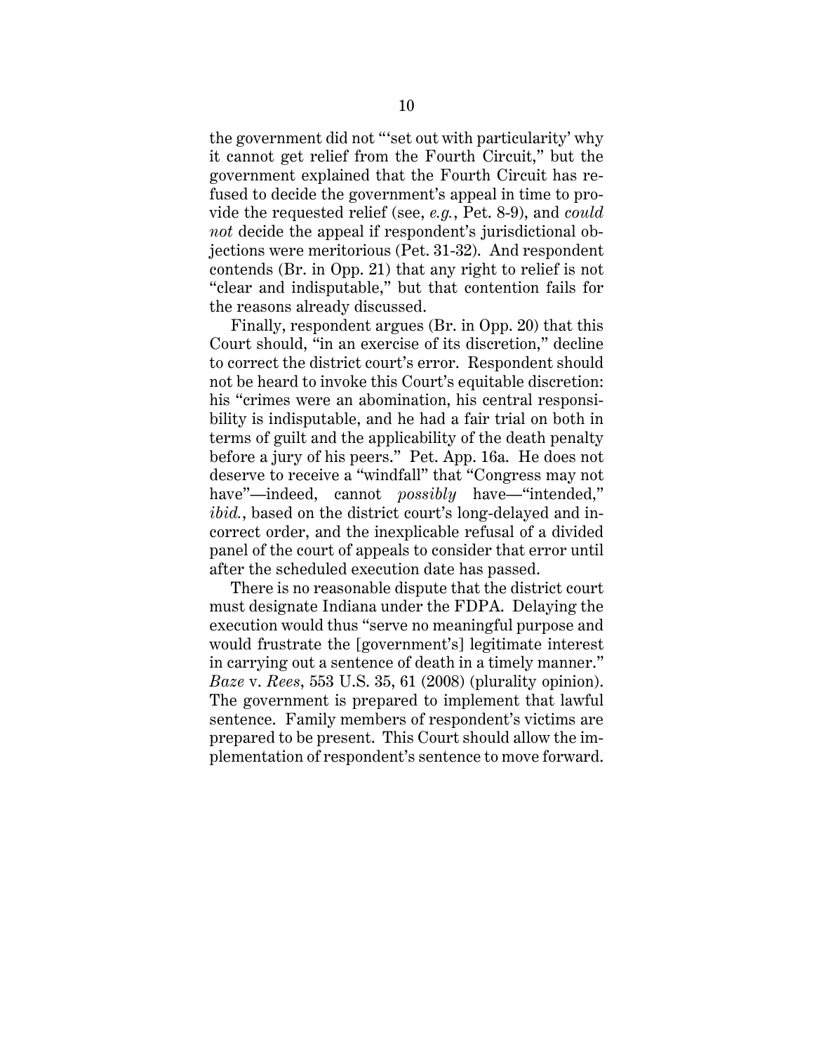the government did not "'set out with particularity' why it cannot get relief from the Fourth Circuit," but the government explained that the Fourth Circuit has refused to decide the government's appeal in time to provide the requested relief (see, *e.g.*, Pet. 8-9), and *could not* decide the appeal if respondent's jurisdictional objections were meritorious (Pet. 31-32). And respondent contends (Br. in Opp. 21) that any right to relief is not "clear and indisputable," but that contention fails for the reasons already discussed.

Finally, respondent argues (Br. in Opp. 20) that this Court should, "in an exercise of its discretion," decline to correct the district court's error. Respondent should not be heard to invoke this Court's equitable discretion: his "crimes were an abomination, his central responsibility is indisputable, and he had a fair trial on both in terms of guilt and the applicability of the death penalty before a jury of his peers." Pet. App. 16a. He does not deserve to receive a "windfall" that "Congress may not have"—indeed, cannot *possibly* have—"intended," *ibid.*, based on the district court's long-delayed and incorrect order, and the inexplicable refusal of a divided panel of the court of appeals to consider that error until after the scheduled execution date has passed.

There is no reasonable dispute that the district court must designate Indiana under the FDPA. Delaying the execution would thus "serve no meaningful purpose and would frustrate the [government's] legitimate interest in carrying out a sentence of death in a timely manner." *Baze* v. *Rees*, 553 U.S. 35, 61 (2008) (plurality opinion). The government is prepared to implement that lawful sentence. Family members of respondent's victims are prepared to be present. This Court should allow the implementation of respondent's sentence to move forward.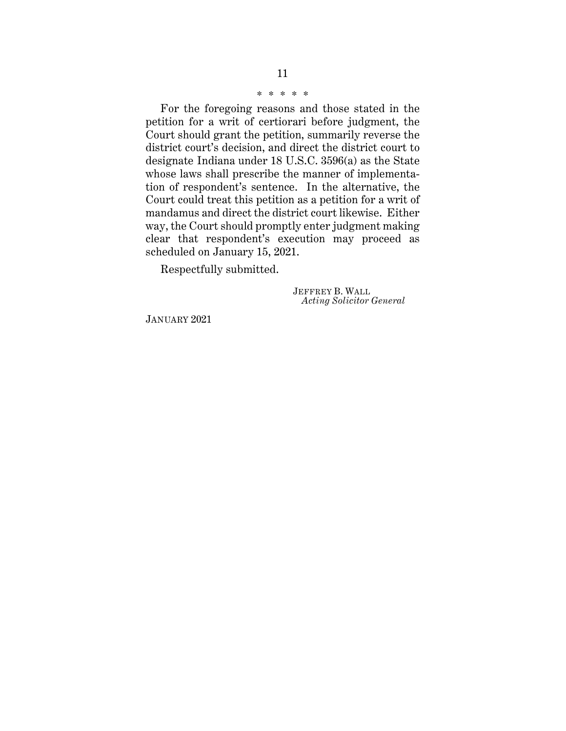\* \* \* \* \*

For the foregoing reasons and those stated in the petition for a writ of certiorari before judgment, the Court should grant the petition, summarily reverse the district court's decision, and direct the district court to designate Indiana under 18 U.S.C. 3596(a) as the State whose laws shall prescribe the manner of implementation of respondent's sentence. In the alternative, the Court could treat this petition as a petition for a writ of mandamus and direct the district court likewise. Either way, the Court should promptly enter judgment making clear that respondent's execution may proceed as scheduled on January 15, 2021.

Respectfully submitted.

JEFFREY B. WALL
*Acting Solicitor General*

JANUARY 2021